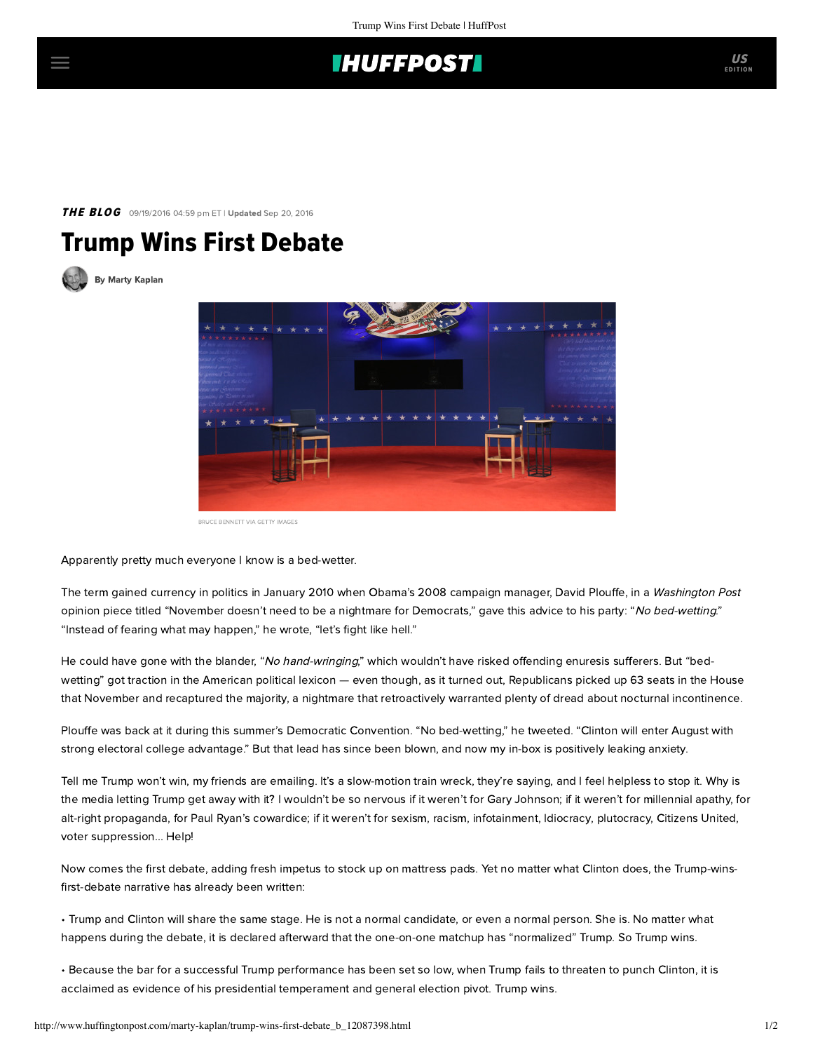THE BLOG 09/19/2016 04:59 pm ET | Updated Sep 20, 2016

# Trump Wins First Debate

By Marty Kaplan

BRUCE BENNETT VIA GETTY IMAGES

Apparently pretty much everyone I know is a bed-wetter.

The term gained currency in politics in January 2010 when Obama's 2008 campaign manager, David Plouffe, in a *Washington Post* opinion piece titled "November doesn't need to be a nightmare for Democrats," gave this advice to his party: "*No bed-wetting*." "Instead of fearing what may happen," he wrote, "let's fight like hell."

He could have gone with the blander, "*No hand-wringing*," which wouldn't have risked offending enuresis sufferers. But "bed-wetting" got traction in the American political lexicon — even though, as it turned out, Republicans picked up 63 seats in the House that November and recaptured the majority, a nightmare that retroactively warranted plenty of dread about nocturnal incontinence.

Plouffe was back at it during this summer's Democratic Convention. "No bed-wetting," he tweeted. "Clinton will enter August with strong electoral college advantage." But that lead has since been blown, and now my in-box is positively leaking anxiety.

Tell me Trump won't win, my friends are emailing. It's a slow-motion train wreck, they're saying, and I feel helpless to stop it. Why is the media letting Trump get away with it? I wouldn't be so nervous if it weren't for Gary Johnson; if it weren't for millennial apathy, for alt-right propaganda, for Paul Ryan's cowardice; if it weren't for sexism, racism, infotainment, Idiocracy, plutocracy, Citizens United, voter suppression... Help!

Now comes the first debate, adding fresh impetus to stock up on mattress pads. Yet no matter what Clinton does, the Trump-wins-first-debate narrative has already been written:

• Trump and Clinton will share the same stage. He is not a normal candidate, or even a normal person. She is. No matter what happens during the debate, it is declared afterward that the one-on-one matchup has "normalized" Trump. So Trump wins.

• Because the bar for a successful Trump performance has been set so low, when Trump fails to threaten to punch Clinton, it is acclaimed as evidence of his presidential temperament and general election pivot. Trump wins.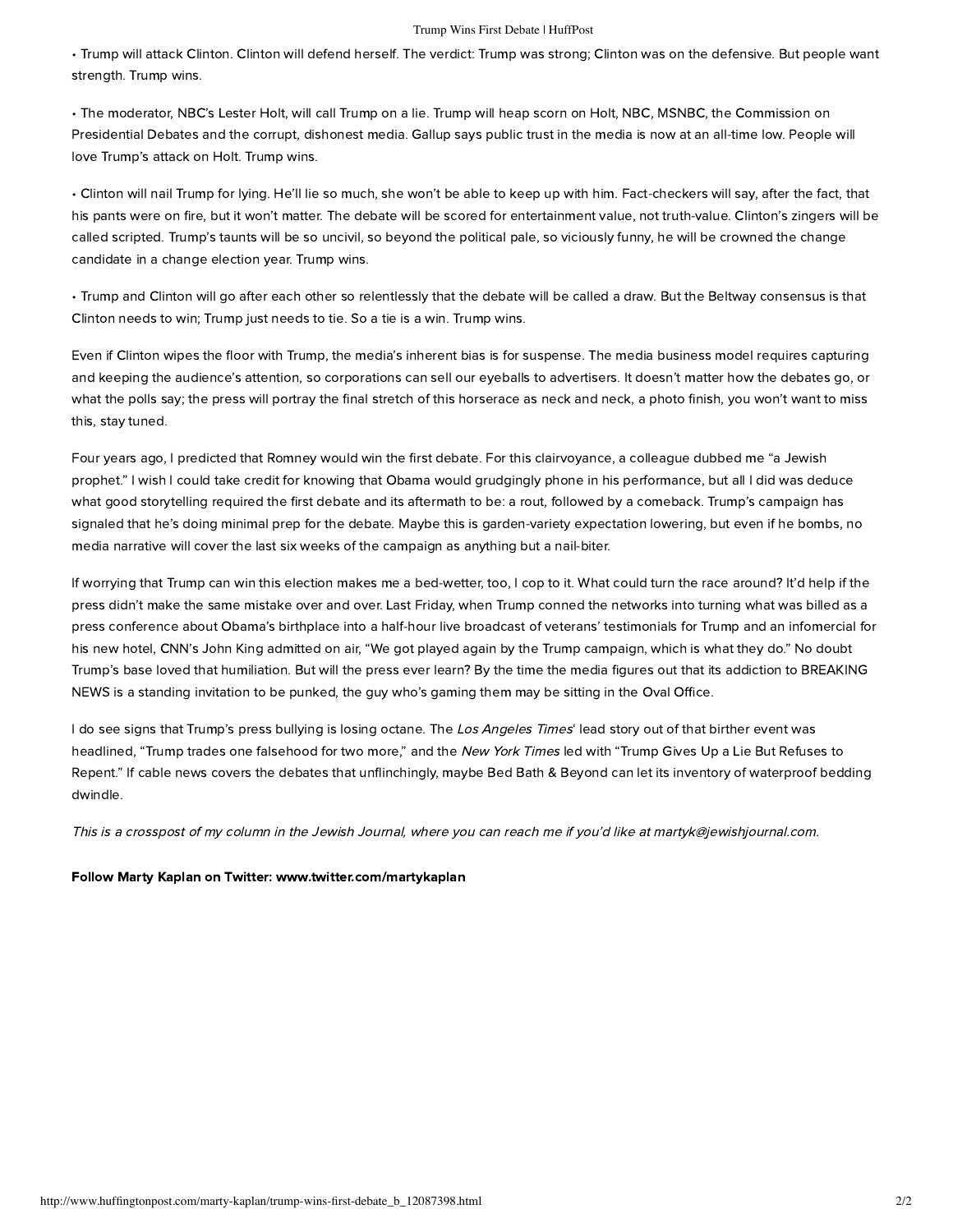• Trump will attack Clinton. Clinton will defend herself. The verdict: Trump was strong; Clinton was on the defensive. But people want strength. Trump wins.

• The moderator, NBC's Lester Holt, will call Trump on a lie. Trump will heap scorn on Holt, NBC, MSNBC, the Commission on Presidential Debates and the corrupt, dishonest media. Gallup says public trust in the media is now at an all-time low. People will love Trump's attack on Holt. Trump wins.

• Clinton will nail Trump for lying. He'll lie so much, she won't be able to keep up with him. Fact-checkers will say, after the fact, that his pants were on fire, but it won't matter. The debate will be scored for entertainment value, not truth-value. Clinton's zingers will be called scripted. Trump's taunts will be so uncivil, so beyond the political pale, so viciously funny, he will be crowned the change candidate in a change election year. Trump wins.

• Trump and Clinton will go after each other so relentlessly that the debate will be called a draw. But the Beltway consensus is that Clinton needs to win; Trump just needs to tie. So a tie is a win. Trump wins.

Even if Clinton wipes the floor with Trump, the media's inherent bias is for suspense. The media business model requires capturing and keeping the audience's attention, so corporations can sell our eyeballs to advertisers. It doesn't matter how the debates go, or what the polls say; the press will portray the final stretch of this horserace as neck and neck, a photo finish, you won't want to miss this, stay tuned.

Four years ago, I predicted that Romney would win the first debate. For this clairvoyance, a colleague dubbed me "a Jewish prophet." I wish I could take credit for knowing that Obama would grudgingly phone in his performance, but all I did was deduce what good storytelling required the first debate and its aftermath to be: a rout, followed by a comeback. Trump's campaign has signaled that he's doing minimal prep for the debate. Maybe this is garden-variety expectation lowering, but even if he bombs, no media narrative will cover the last six weeks of the campaign as anything but a nail-biter.

If worrying that Trump can win this election makes me a bed-wetter, too, I cop to it. What could turn the race around? It'd help if the press didn't make the same mistake over and over. Last Friday, when Trump conned the networks into turning what was billed as a press conference about Obama's birthplace into a half-hour live broadcast of veterans' testimonials for Trump and an infomercial for his new hotel, CNN's John King admitted on air, "We got played again by the Trump campaign, which is what they do." No doubt Trump's base loved that humiliation. But will the press ever learn? By the time the media figures out that its addiction to BREAKING NEWS is a standing invitation to be punked, the guy who's gaming them may be sitting in the Oval Office.

I do see signs that Trump's press bullying is losing octane. The *Los Angeles Times*' lead story out of that birther event was headlined, "Trump trades one falsehood for two more," and the *New York Times* led with "Trump Gives Up a Lie But Refuses to Repent." If cable news covers the debates that unflinchingly, maybe Bed Bath & Beyond can let its inventory of waterproof bedding dwindle.

*This is a crosspost of my column in the Jewish Journal, where you can reach me if you'd like at martyk@jewishjournal.com.*

**Follow Marty Kaplan on Twitter: www.twitter.com/martykaplan**